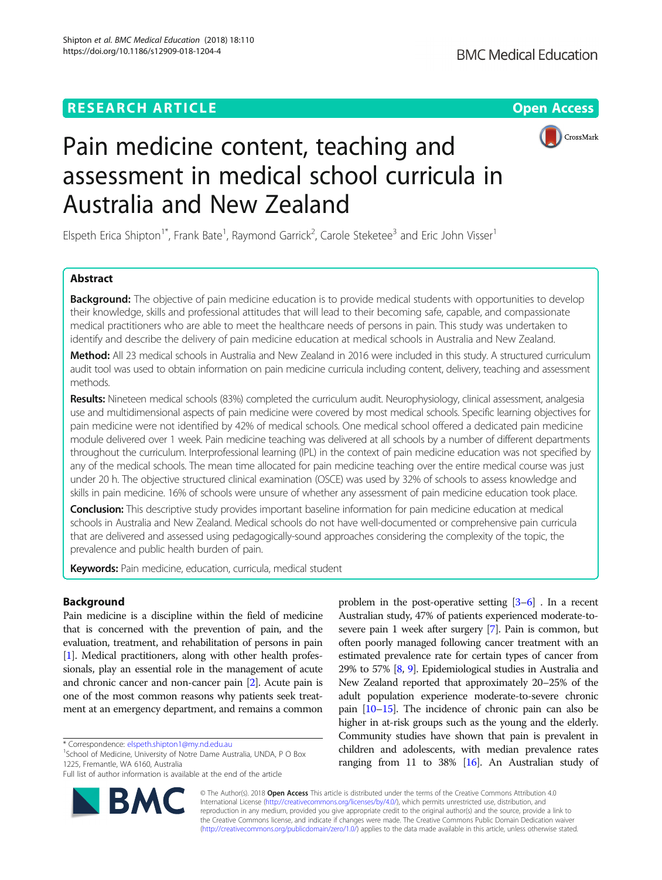RESEARCH ARTICLE

Open Access

# Pain medicine content, teaching and assessment in medical school curricula in Australia and New Zealand

Elspeth Erica Shipton[1*], Frank Bate[1], Raymond Garrick[2], Carole Steketee[3] and Eric John Visser[1]

## Abstract

**Background:** The objective of pain medicine education is to provide medical students with opportunities to develop their knowledge, skills and professional attitudes that will lead to their becoming safe, capable, and compassionate medical practitioners who are able to meet the healthcare needs of persons in pain. This study was undertaken to identify and describe the delivery of pain medicine education at medical schools in Australia and New Zealand.

**Method:** All 23 medical schools in Australia and New Zealand in 2016 were included in this study. A structured curriculum audit tool was used to obtain information on pain medicine curricula including content, delivery, teaching and assessment methods.

**Results:** Nineteen medical schools (83%) completed the curriculum audit. Neurophysiology, clinical assessment, analgesia use and multidimensional aspects of pain medicine were covered by most medical schools. Specific learning objectives for pain medicine were not identified by 42% of medical schools. One medical school offered a dedicated pain medicine module delivered over 1 week. Pain medicine teaching was delivered at all schools by a number of different departments throughout the curriculum. Interprofessional learning (IPL) in the context of pain medicine education was not specified by any of the medical schools. The mean time allocated for pain medicine teaching over the entire medical course was just under 20 h. The objective structured clinical examination (OSCE) was used by 32% of schools to assess knowledge and skills in pain medicine. 16% of schools were unsure of whether any assessment of pain medicine education took place.

**Conclusion:** This descriptive study provides important baseline information for pain medicine education at medical schools in Australia and New Zealand. Medical schools do not have well-documented or comprehensive pain curricula that are delivered and assessed using pedagogically-sound approaches considering the complexity of the topic, the prevalence and public health burden of pain.

**Keywords:** Pain medicine, education, curricula, medical student

## Background

Pain medicine is a discipline within the field of medicine that is concerned with the prevention of pain, and the evaluation, treatment, and rehabilitation of persons in pain [1]. Medical practitioners, along with other health professionals, play an essential role in the management of acute and chronic cancer and non-cancer pain [2]. Acute pain is one of the most common reasons why patients seek treatment at an emergency department, and remains a common problem in the post-operative setting [3–6] . In a recent Australian study, 47% of patients experienced moderate-to-severe pain 1 week after surgery [7]. Pain is common, but often poorly managed following cancer treatment with an estimated prevalence rate for certain types of cancer from 29% to 57% [8, 9]. Epidemiological studies in Australia and New Zealand reported that approximately 20–25% of the adult population experience moderate-to-severe chronic pain [10–15]. The incidence of chronic pain can also be higher in at-risk groups such as the young and the elderly. Community studies have shown that pain is prevalent in children and adolescents, with median prevalence rates ranging from 11 to 38% [16]. An Australian study of

\* Correspondence: elspeth.shipton1@my.nd.edu.au
[1]School of Medicine, University of Notre Dame Australia, UNDA, P O Box 1225, Fremantle, WA 6160, Australia
Full list of author information is available at the end of the article

© The Author(s). 2018 **Open Access** This article is distributed under the terms of the Creative Commons Attribution 4.0 International License (http://creativecommons.org/licenses/by/4.0/), which permits unrestricted use, distribution, and reproduction in any medium, provided you give appropriate credit to the original author(s) and the source, provide a link to the Creative Commons license, and indicate if changes were made. The Creative Commons Public Domain Dedication waiver (http://creativecommons.org/publicdomain/zero/1.0/) applies to the data made available in this article, unless otherwise stated.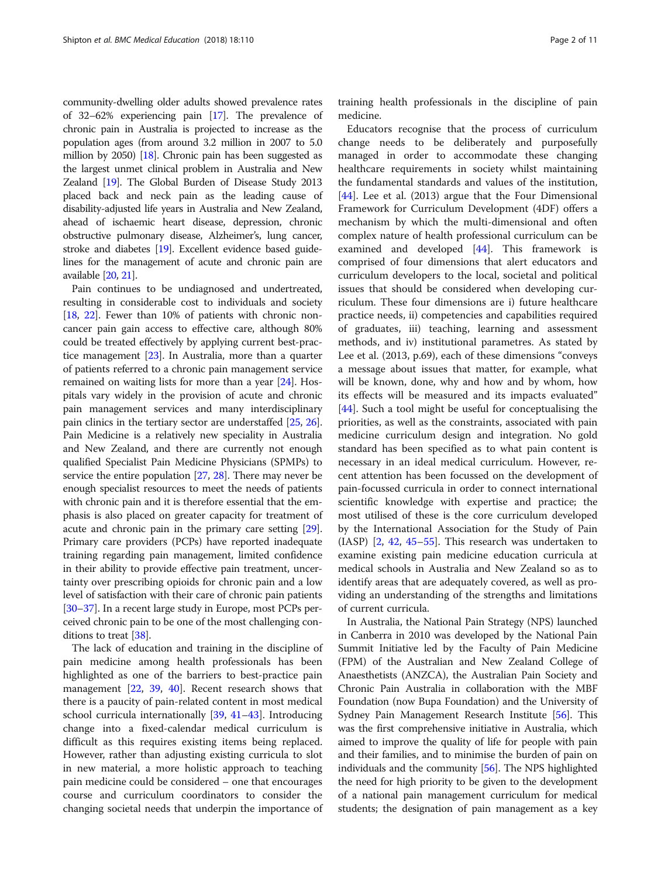community-dwelling older adults showed prevalence rates of 32–62% experiencing pain [17]. The prevalence of chronic pain in Australia is projected to increase as the population ages (from around 3.2 million in 2007 to 5.0 million by 2050) [18]. Chronic pain has been suggested as the largest unmet clinical problem in Australia and New Zealand [19]. The Global Burden of Disease Study 2013 placed back and neck pain as the leading cause of disability-adjusted life years in Australia and New Zealand, ahead of ischaemic heart disease, depression, chronic obstructive pulmonary disease, Alzheimer's, lung cancer, stroke and diabetes [19]. Excellent evidence based guidelines for the management of acute and chronic pain are available [20, 21].

Pain continues to be undiagnosed and undertreated, resulting in considerable cost to individuals and society [18, 22]. Fewer than 10% of patients with chronic non-cancer pain gain access to effective care, although 80% could be treated effectively by applying current best-practice management [23]. In Australia, more than a quarter of patients referred to a chronic pain management service remained on waiting lists for more than a year [24]. Hospitals vary widely in the provision of acute and chronic pain management services and many interdisciplinary pain clinics in the tertiary sector are understaffed [25, 26]. Pain Medicine is a relatively new speciality in Australia and New Zealand, and there are currently not enough qualified Specialist Pain Medicine Physicians (SPMPs) to service the entire population [27, 28]. There may never be enough specialist resources to meet the needs of patients with chronic pain and it is therefore essential that the emphasis is also placed on greater capacity for treatment of acute and chronic pain in the primary care setting [29]. Primary care providers (PCPs) have reported inadequate training regarding pain management, limited confidence in their ability to provide effective pain treatment, uncertainty over prescribing opioids for chronic pain and a low level of satisfaction with their care of chronic pain patients [30–37]. In a recent large study in Europe, most PCPs perceived chronic pain to be one of the most challenging conditions to treat [38].

The lack of education and training in the discipline of pain medicine among health professionals has been highlighted as one of the barriers to best-practice pain management [22, 39, 40]. Recent research shows that there is a paucity of pain-related content in most medical school curricula internationally [39, 41–43]. Introducing change into a fixed-calendar medical curriculum is difficult as this requires existing items being replaced. However, rather than adjusting existing curricula to slot in new material, a more holistic approach to teaching pain medicine could be considered – one that encourages course and curriculum coordinators to consider the changing societal needs that underpin the importance of training health professionals in the discipline of pain medicine.

Educators recognise that the process of curriculum change needs to be deliberately and purposefully managed in order to accommodate these changing healthcare requirements in society whilst maintaining the fundamental standards and values of the institution, [44]. Lee et al. (2013) argue that the Four Dimensional Framework for Curriculum Development (4DF) offers a mechanism by which the multi-dimensional and often complex nature of health professional curriculum can be examined and developed [44]. This framework is comprised of four dimensions that alert educators and curriculum developers to the local, societal and political issues that should be considered when developing curriculum. These four dimensions are i) future healthcare practice needs, ii) competencies and capabilities required of graduates, iii) teaching, learning and assessment methods, and iv) institutional parametres. As stated by Lee et al. (2013, p.69), each of these dimensions "conveys a message about issues that matter, for example, what will be known, done, why and how and by whom, how its effects will be measured and its impacts evaluated" [44]. Such a tool might be useful for conceptualising the priorities, as well as the constraints, associated with pain medicine curriculum design and integration. No gold standard has been specified as to what pain content is necessary in an ideal medical curriculum. However, recent attention has been focussed on the development of pain-focussed curricula in order to connect international scientific knowledge with expertise and practice; the most utilised of these is the core curriculum developed by the International Association for the Study of Pain (IASP) [2, 42, 45–55]. This research was undertaken to examine existing pain medicine education curricula at medical schools in Australia and New Zealand so as to identify areas that are adequately covered, as well as providing an understanding of the strengths and limitations of current curricula.

In Australia, the National Pain Strategy (NPS) launched in Canberra in 2010 was developed by the National Pain Summit Initiative led by the Faculty of Pain Medicine (FPM) of the Australian and New Zealand College of Anaesthetists (ANZCA), the Australian Pain Society and Chronic Pain Australia in collaboration with the MBF Foundation (now Bupa Foundation) and the University of Sydney Pain Management Research Institute [56]. This was the first comprehensive initiative in Australia, which aimed to improve the quality of life for people with pain and their families, and to minimise the burden of pain on individuals and the community [56]. The NPS highlighted the need for high priority to be given to the development of a national pain management curriculum for medical students; the designation of pain management as a key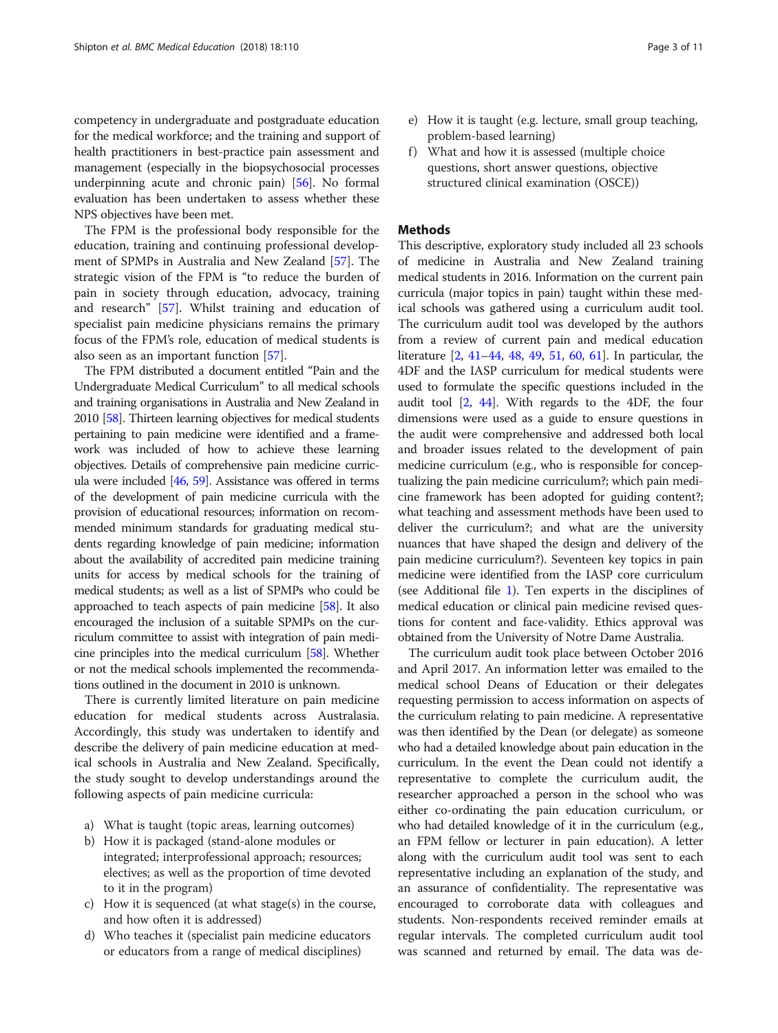competency in undergraduate and postgraduate education for the medical workforce; and the training and support of health practitioners in best-practice pain assessment and management (especially in the biopsychosocial processes underpinning acute and chronic pain) [56]. No formal evaluation has been undertaken to assess whether these NPS objectives have been met.

The FPM is the professional body responsible for the education, training and continuing professional development of SPMPs in Australia and New Zealand [57]. The strategic vision of the FPM is "to reduce the burden of pain in society through education, advocacy, training and research" [57]. Whilst training and education of specialist pain medicine physicians remains the primary focus of the FPM's role, education of medical students is also seen as an important function [57].

The FPM distributed a document entitled "Pain and the Undergraduate Medical Curriculum" to all medical schools and training organisations in Australia and New Zealand in 2010 [58]. Thirteen learning objectives for medical students pertaining to pain medicine were identified and a framework was included of how to achieve these learning objectives. Details of comprehensive pain medicine curricula were included [46, 59]. Assistance was offered in terms of the development of pain medicine curricula with the provision of educational resources; information on recommended minimum standards for graduating medical students regarding knowledge of pain medicine; information about the availability of accredited pain medicine training units for access by medical schools for the training of medical students; as well as a list of SPMPs who could be approached to teach aspects of pain medicine [58]. It also encouraged the inclusion of a suitable SPMPs on the curriculum committee to assist with integration of pain medicine principles into the medical curriculum [58]. Whether or not the medical schools implemented the recommendations outlined in the document in 2010 is unknown.

There is currently limited literature on pain medicine education for medical students across Australasia. Accordingly, this study was undertaken to identify and describe the delivery of pain medicine education at medical schools in Australia and New Zealand. Specifically, the study sought to develop understandings around the following aspects of pain medicine curricula:

a) What is taught (topic areas, learning outcomes)
b) How it is packaged (stand-alone modules or integrated; interprofessional approach; resources; electives; as well as the proportion of time devoted to it in the program)
c) How it is sequenced (at what stage(s) in the course, and how often it is addressed)
d) Who teaches it (specialist pain medicine educators or educators from a range of medical disciplines)
e) How it is taught (e.g. lecture, small group teaching, problem-based learning)
f) What and how it is assessed (multiple choice questions, short answer questions, objective structured clinical examination (OSCE))

## Methods

This descriptive, exploratory study included all 23 schools of medicine in Australia and New Zealand training medical students in 2016. Information on the current pain curricula (major topics in pain) taught within these medical schools was gathered using a curriculum audit tool. The curriculum audit tool was developed by the authors from a review of current pain and medical education literature [2, 41–44, 48, 49, 51, 60, 61]. In particular, the 4DF and the IASP curriculum for medical students were used to formulate the specific questions included in the audit tool [2, 44]. With regards to the 4DF, the four dimensions were used as a guide to ensure questions in the audit were comprehensive and addressed both local and broader issues related to the development of pain medicine curriculum (e.g., who is responsible for conceptualizing the pain medicine curriculum?; which pain medicine framework has been adopted for guiding content?; what teaching and assessment methods have been used to deliver the curriculum?; and what are the university nuances that have shaped the design and delivery of the pain medicine curriculum?). Seventeen key topics in pain medicine were identified from the IASP core curriculum (see Additional file 1). Ten experts in the disciplines of medical education or clinical pain medicine revised questions for content and face-validity. Ethics approval was obtained from the University of Notre Dame Australia.

The curriculum audit took place between October 2016 and April 2017. An information letter was emailed to the medical school Deans of Education or their delegates requesting permission to access information on aspects of the curriculum relating to pain medicine. A representative was then identified by the Dean (or delegate) as someone who had a detailed knowledge about pain education in the curriculum. In the event the Dean could not identify a representative to complete the curriculum audit, the researcher approached a person in the school who was either co-ordinating the pain education curriculum, or who had detailed knowledge of it in the curriculum (e.g., an FPM fellow or lecturer in pain education). A letter along with the curriculum audit tool was sent to each representative including an explanation of the study, and an assurance of confidentiality. The representative was encouraged to corroborate data with colleagues and students. Non-respondents received reminder emails at regular intervals. The completed curriculum audit tool was scanned and returned by email. The data was de-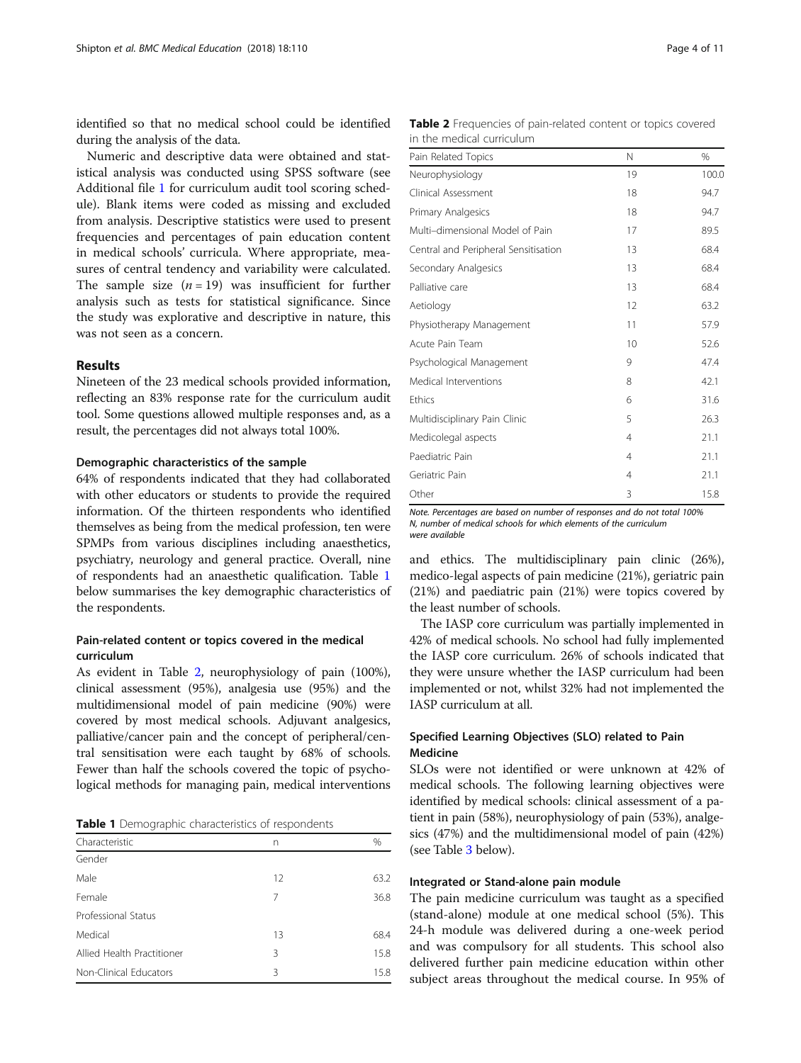identified so that no medical school could be identified during the analysis of the data.

Numeric and descriptive data were obtained and statistical analysis was conducted using SPSS software (see Additional file 1 for curriculum audit tool scoring schedule). Blank items were coded as missing and excluded from analysis. Descriptive statistics were used to present frequencies and percentages of pain education content in medical schools' curricula. Where appropriate, measures of central tendency and variability were calculated. The sample size ($n = 19$) was insufficient for further analysis such as tests for statistical significance. Since the study was explorative and descriptive in nature, this was not seen as a concern.

## Results

Nineteen of the 23 medical schools provided information, reflecting an 83% response rate for the curriculum audit tool. Some questions allowed multiple responses and, as a result, the percentages did not always total 100%.

### Demographic characteristics of the sample

64% of respondents indicated that they had collaborated with other educators or students to provide the required information. Of the thirteen respondents who identified themselves as being from the medical profession, ten were SPMPs from various disciplines including anaesthetics, psychiatry, neurology and general practice. Overall, nine of respondents had an anaesthetic qualification. Table 1 below summarises the key demographic characteristics of the respondents.

### Pain-related content or topics covered in the medical curriculum

As evident in Table 2, neurophysiology of pain (100%), clinical assessment (95%), analgesia use (95%) and the multidimensional model of pain medicine (90%) were covered by most medical schools. Adjuvant analgesics, palliative/cancer pain and the concept of peripheral/central sensitisation were each taught by 68% of schools. Fewer than half the schools covered the topic of psychological methods for managing pain, medical interventions and ethics. The multidisciplinary pain clinic (26%), medico-legal aspects of pain medicine (21%), geriatric pain (21%) and paediatric pain (21%) were topics covered by the least number of schools.

**Table 1** Demographic characteristics of respondents

| Characteristic | n | % |
|---|---|---|
| Gender | | |
| Male | 12 | 63.2 |
| Female | 7 | 36.8 |
| Professional Status | | |
| Medical | 13 | 68.4 |
| Allied Health Practitioner | 3 | 15.8 |
| Non-Clinical Educators | 3 | 15.8 |

**Table 2** Frequencies of pain-related content or topics covered in the medical curriculum

| Pain Related Topics | N | % |
|---|---|---|
| Neurophysiology | 19 | 100.0 |
| Clinical Assessment | 18 | 94.7 |
| Primary Analgesics | 18 | 94.7 |
| Multi–dimensional Model of Pain | 17 | 89.5 |
| Central and Peripheral Sensitisation | 13 | 68.4 |
| Secondary Analgesics | 13 | 68.4 |
| Palliative care | 13 | 68.4 |
| Aetiology | 12 | 63.2 |
| Physiotherapy Management | 11 | 57.9 |
| Acute Pain Team | 10 | 52.6 |
| Psychological Management | 9 | 47.4 |
| Medical Interventions | 8 | 42.1 |
| Ethics | 6 | 31.6 |
| Multidisciplinary Pain Clinic | 5 | 26.3 |
| Medicolegal aspects | 4 | 21.1 |
| Paediatric Pain | 4 | 21.1 |
| Geriatric Pain | 4 | 21.1 |
| Other | 3 | 15.8 |

*Note. Percentages are based on number of responses and do not total 100%*
*N, number of medical schools for which elements of the curriculum were available*

The IASP core curriculum was partially implemented in 42% of medical schools. No school had fully implemented the IASP core curriculum. 26% of schools indicated that they were unsure whether the IASP curriculum had been implemented or not, whilst 32% had not implemented the IASP curriculum at all.

### Specified Learning Objectives (SLO) related to Pain Medicine

SLOs were not identified or were unknown at 42% of medical schools. The following learning objectives were identified by medical schools: clinical assessment of a patient in pain (58%), neurophysiology of pain (53%), analgesics (47%) and the multidimensional model of pain (42%) (see Table 3 below).

### Integrated or Stand-alone pain module

The pain medicine curriculum was taught as a specified (stand-alone) module at one medical school (5%). This 24-h module was delivered during a one-week period and was compulsory for all students. This school also delivered further pain medicine education within other subject areas throughout the medical course. In 95% of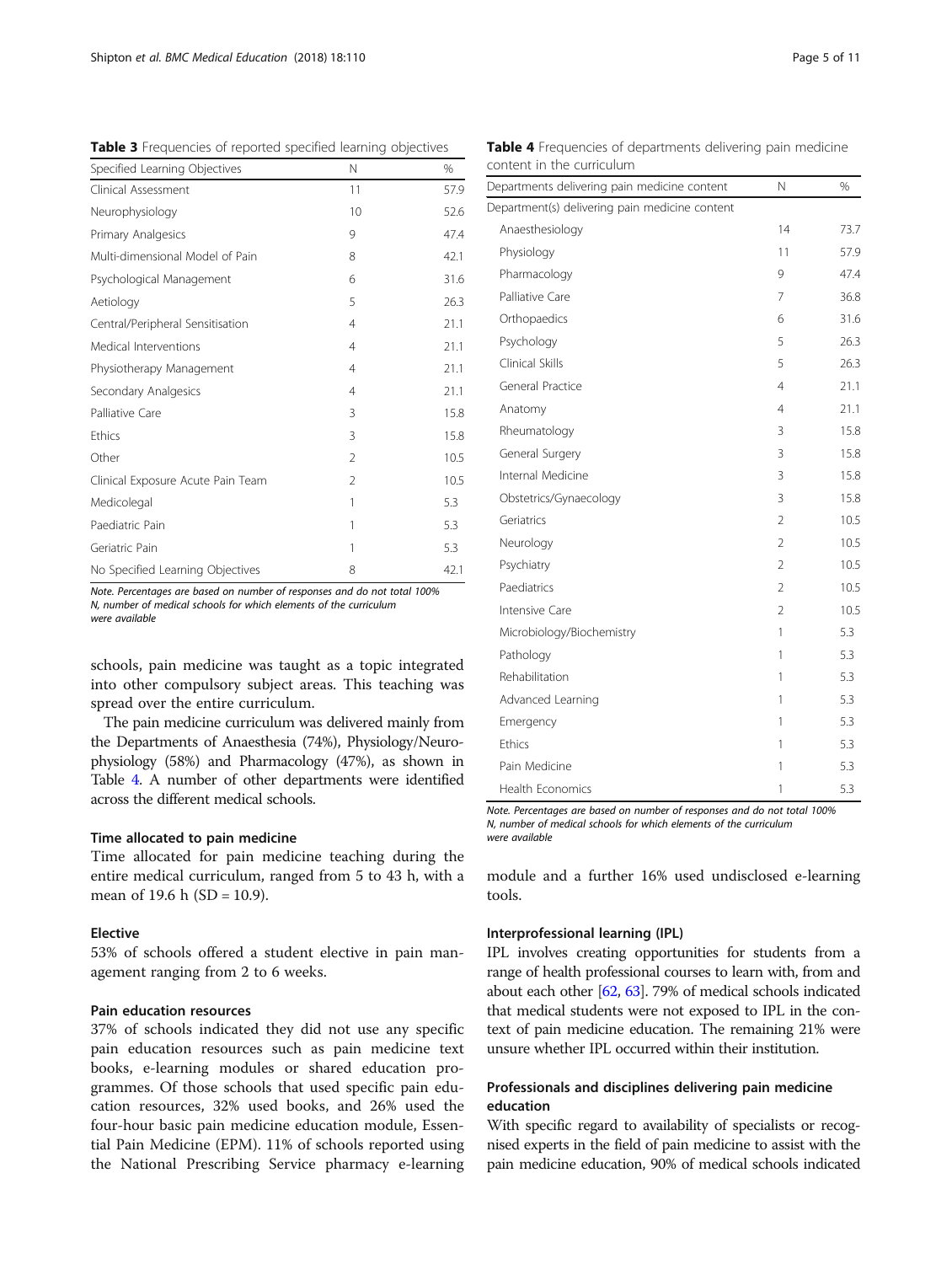**Table 3** Frequencies of reported specified learning objectives

| Specified Learning Objectives | N | % |
|---|---|---|
| Clinical Assessment | 11 | 57.9 |
| Neurophysiology | 10 | 52.6 |
| Primary Analgesics | 9 | 47.4 |
| Multi-dimensional Model of Pain | 8 | 42.1 |
| Psychological Management | 6 | 31.6 |
| Aetiology | 5 | 26.3 |
| Central/Peripheral Sensitisation | 4 | 21.1 |
| Medical Interventions | 4 | 21.1 |
| Physiotherapy Management | 4 | 21.1 |
| Secondary Analgesics | 4 | 21.1 |
| Palliative Care | 3 | 15.8 |
| Ethics | 3 | 15.8 |
| Other | 2 | 10.5 |
| Clinical Exposure Acute Pain Team | 2 | 10.5 |
| Medicolegal | 1 | 5.3 |
| Paediatric Pain | 1 | 5.3 |
| Geriatric Pain | 1 | 5.3 |
| No Specified Learning Objectives | 8 | 42.1 |

*Note. Percentages are based on number of responses and do not total 100%*
*N, number of medical schools for which elements of the curriculum were available*

schools, pain medicine was taught as a topic integrated into other compulsory subject areas. This teaching was spread over the entire curriculum.

The pain medicine curriculum was delivered mainly from the Departments of Anaesthesia (74%), Physiology/Neurophysiology (58%) and Pharmacology (47%), as shown in Table 4. A number of other departments were identified across the different medical schools.

### Time allocated to pain medicine

Time allocated for pain medicine teaching during the entire medical curriculum, ranged from 5 to 43 h, with a mean of 19.6 h (SD = 10.9).

### Elective

53% of schools offered a student elective in pain management ranging from 2 to 6 weeks.

### Pain education resources

37% of schools indicated they did not use any specific pain education resources such as pain medicine text books, e-learning modules or shared education programmes. Of those schools that used specific pain education resources, 32% used books, and 26% used the four-hour basic pain medicine education module, Essential Pain Medicine (EPM). 11% of schools reported using the National Prescribing Service pharmacy e-learning module and a further 16% used undisclosed e-learning tools.

**Table 4** Frequencies of departments delivering pain medicine content in the curriculum

| Departments delivering pain medicine content | N | % |
|---|---|---|
| Department(s) delivering pain medicine content | | |
| Anaesthesiology | 14 | 73.7 |
| Physiology | 11 | 57.9 |
| Pharmacology | 9 | 47.4 |
| Palliative Care | 7 | 36.8 |
| Orthopaedics | 6 | 31.6 |
| Psychology | 5 | 26.3 |
| Clinical Skills | 5 | 26.3 |
| General Practice | 4 | 21.1 |
| Anatomy | 4 | 21.1 |
| Rheumatology | 3 | 15.8 |
| General Surgery | 3 | 15.8 |
| Internal Medicine | 3 | 15.8 |
| Obstetrics/Gynaecology | 3 | 15.8 |
| Geriatrics | 2 | 10.5 |
| Neurology | 2 | 10.5 |
| Psychiatry | 2 | 10.5 |
| Paediatrics | 2 | 10.5 |
| Intensive Care | 2 | 10.5 |
| Microbiology/Biochemistry | 1 | 5.3 |
| Pathology | 1 | 5.3 |
| Rehabilitation | 1 | 5.3 |
| Advanced Learning | 1 | 5.3 |
| Emergency | 1 | 5.3 |
| Ethics | 1 | 5.3 |
| Pain Medicine | 1 | 5.3 |
| Health Economics | 1 | 5.3 |

*Note. Percentages are based on number of responses and do not total 100%*
*N, number of medical schools for which elements of the curriculum were available*

### Interprofessional learning (IPL)

IPL involves creating opportunities for students from a range of health professional courses to learn with, from and about each other [62, 63]. 79% of medical schools indicated that medical students were not exposed to IPL in the context of pain medicine education. The remaining 21% were unsure whether IPL occurred within their institution.

### Professionals and disciplines delivering pain medicine education

With specific regard to availability of specialists or recognised experts in the field of pain medicine to assist with the pain medicine education, 90% of medical schools indicated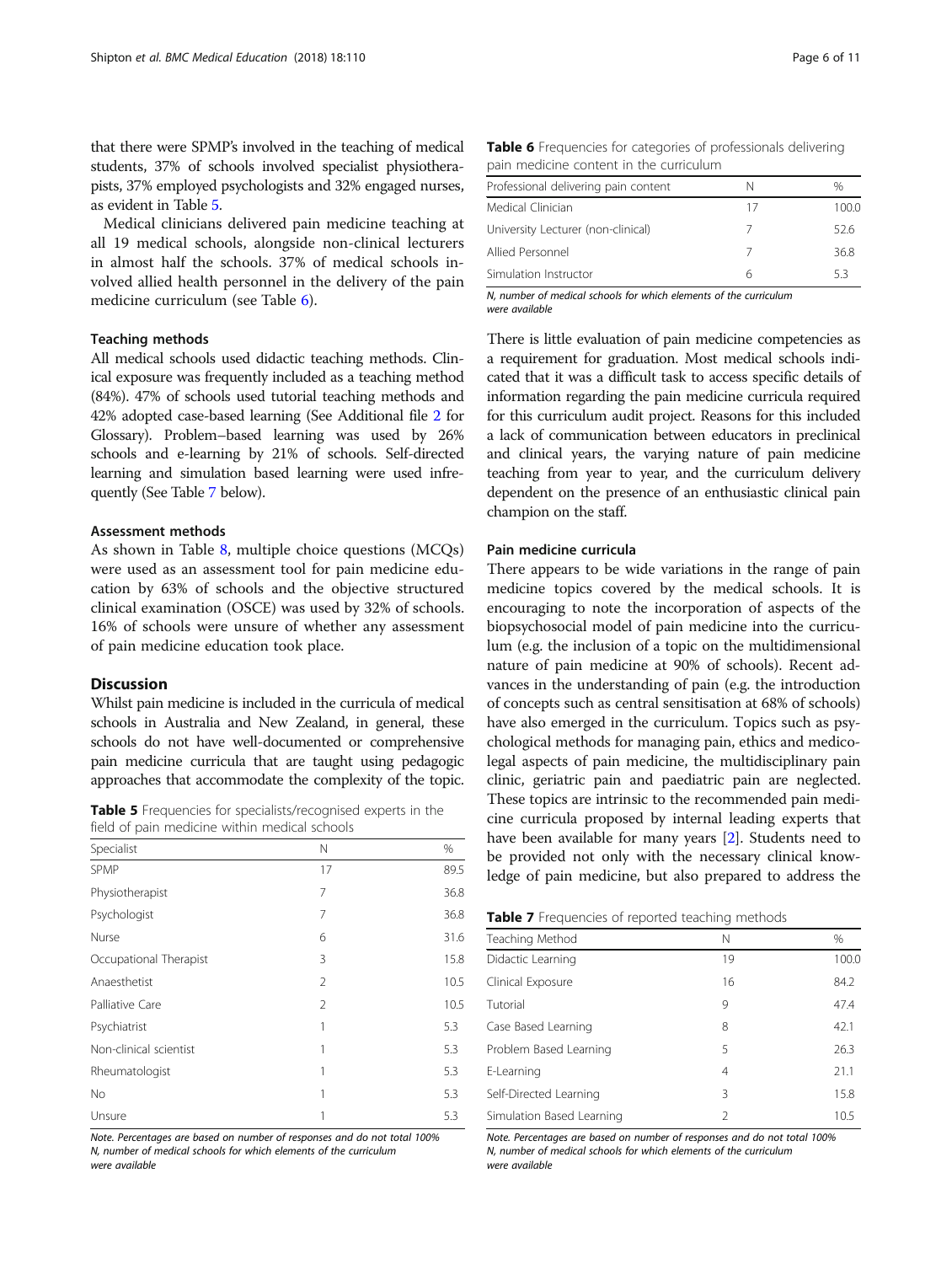that there were SPMP's involved in the teaching of medical students, 37% of schools involved specialist physiotherapists, 37% employed psychologists and 32% engaged nurses, as evident in Table 5.

Medical clinicians delivered pain medicine teaching at all 19 medical schools, alongside non-clinical lecturers in almost half the schools. 37% of medical schools involved allied health personnel in the delivery of the pain medicine curriculum (see Table 6).

### Teaching methods

All medical schools used didactic teaching methods. Clinical exposure was frequently included as a teaching method (84%). 47% of schools used tutorial teaching methods and 42% adopted case-based learning (See Additional file 2 for Glossary). Problem–based learning was used by 26% schools and e-learning by 21% of schools. Self-directed learning and simulation based learning were used infrequently (See Table 7 below).

### Assessment methods

As shown in Table 8, multiple choice questions (MCQs) were used as an assessment tool for pain medicine education by 63% of schools and the objective structured clinical examination (OSCE) was used by 32% of schools. 16% of schools were unsure of whether any assessment of pain medicine education took place.

## Discussion

Whilst pain medicine is included in the curricula of medical schools in Australia and New Zealand, in general, these schools do not have well-documented or comprehensive pain medicine curricula that are taught using pedagogic approaches that accommodate the complexity of the topic.

**Table 5** Frequencies for specialists/recognised experts in the field of pain medicine within medical schools

| Specialist | N | % |
|---|---|---|
| SPMP | 17 | 89.5 |
| Physiotherapist | 7 | 36.8 |
| Psychologist | 7 | 36.8 |
| Nurse | 6 | 31.6 |
| Occupational Therapist | 3 | 15.8 |
| Anaesthetist | 2 | 10.5 |
| Palliative Care | 2 | 10.5 |
| Psychiatrist | 1 | 5.3 |
| Non-clinical scientist | 1 | 5.3 |
| Rheumatologist | 1 | 5.3 |
| No | 1 | 5.3 |
| Unsure | 1 | 5.3 |

*Note. Percentages are based on number of responses and do not total 100%*
*N, number of medical schools for which elements of the curriculum were available*

**Table 6** Frequencies for categories of professionals delivering pain medicine content in the curriculum

| Professional delivering pain content | N | % |
|---|---|---|
| Medical Clinician | 17 | 100.0 |
| University Lecturer (non-clinical) | 7 | 52.6 |
| Allied Personnel | 7 | 36.8 |
| Simulation Instructor | 6 | 5.3 |

*N, number of medical schools for which elements of the curriculum were available*

There is little evaluation of pain medicine competencies as a requirement for graduation. Most medical schools indicated that it was a difficult task to access specific details of information regarding the pain medicine curricula required for this curriculum audit project. Reasons for this included a lack of communication between educators in preclinical and clinical years, the varying nature of pain medicine teaching from year to year, and the curriculum delivery dependent on the presence of an enthusiastic clinical pain champion on the staff.

### Pain medicine curricula

There appears to be wide variations in the range of pain medicine topics covered by the medical schools. It is encouraging to note the incorporation of aspects of the biopsychosocial model of pain medicine into the curriculum (e.g. the inclusion of a topic on the multidimensional nature of pain medicine at 90% of schools). Recent advances in the understanding of pain (e.g. the introduction of concepts such as central sensitisation at 68% of schools) have also emerged in the curriculum. Topics such as psychological methods for managing pain, ethics and medicolegal aspects of pain medicine, the multidisciplinary pain clinic, geriatric pain and paediatric pain are neglected. These topics are intrinsic to the recommended pain medicine curricula proposed by internal leading experts that have been available for many years [2]. Students need to be provided not only with the necessary clinical knowledge of pain medicine, but also prepared to address the

**Table 7** Frequencies of reported teaching methods

| Teaching Method | N | % |
|---|---|---|
| Didactic Learning | 19 | 100.0 |
| Clinical Exposure | 16 | 84.2 |
| Tutorial | 9 | 47.4 |
| Case Based Learning | 8 | 42.1 |
| Problem Based Learning | 5 | 26.3 |
| E-Learning | 4 | 21.1 |
| Self-Directed Learning | 3 | 15.8 |
| Simulation Based Learning | 2 | 10.5 |

*Note. Percentages are based on number of responses and do not total 100%*
*N, number of medical schools for which elements of the curriculum were available*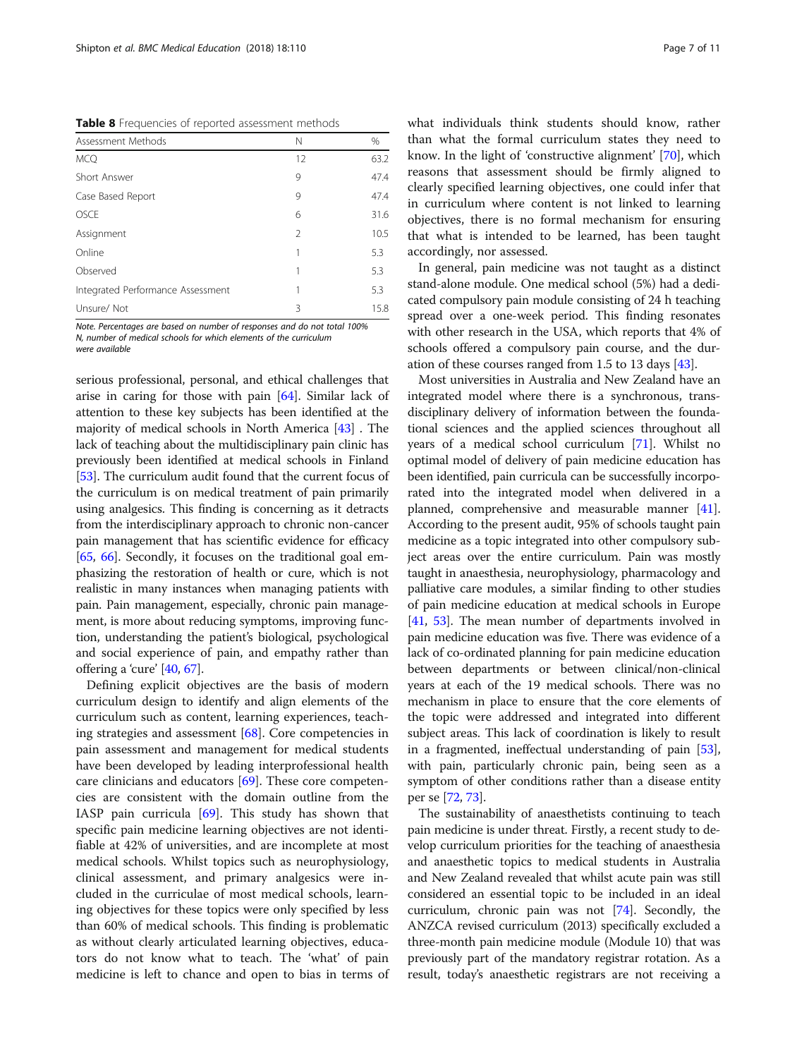**Table 8** Frequencies of reported assessment methods

| Assessment Methods | N | % |
|---|---|---|
| MCQ | 12 | 63.2 |
| Short Answer | 9 | 47.4 |
| Case Based Report | 9 | 47.4 |
| OSCE | 6 | 31.6 |
| Assignment | 2 | 10.5 |
| Online | 1 | 5.3 |
| Observed | 1 | 5.3 |
| Integrated Performance Assessment | 1 | 5.3 |
| Unsure/ Not | 3 | 15.8 |

*Note. Percentages are based on number of responses and do not total 100%*
*N, number of medical schools for which elements of the curriculum were available*

serious professional, personal, and ethical challenges that arise in caring for those with pain [64]. Similar lack of attention to these key subjects has been identified at the majority of medical schools in North America [43] . The lack of teaching about the multidisciplinary pain clinic has previously been identified at medical schools in Finland [53]. The curriculum audit found that the current focus of the curriculum is on medical treatment of pain primarily using analgesics. This finding is concerning as it detracts from the interdisciplinary approach to chronic non-cancer pain management that has scientific evidence for efficacy [65, 66]. Secondly, it focuses on the traditional goal emphasizing the restoration of health or cure, which is not realistic in many instances when managing patients with pain. Pain management, especially, chronic pain management, is more about reducing symptoms, improving function, understanding the patient's biological, psychological and social experience of pain, and empathy rather than offering a 'cure' [40, 67].

Defining explicit objectives are the basis of modern curriculum design to identify and align elements of the curriculum such as content, learning experiences, teaching strategies and assessment [68]. Core competencies in pain assessment and management for medical students have been developed by leading interprofessional health care clinicians and educators [69]. These core competencies are consistent with the domain outline from the IASP pain curricula [69]. This study has shown that specific pain medicine learning objectives are not identifiable at 42% of universities, and are incomplete at most medical schools. Whilst topics such as neurophysiology, clinical assessment, and primary analgesics were included in the curriculae of most medical schools, learning objectives for these topics were only specified by less than 60% of medical schools. This finding is problematic as without clearly articulated learning objectives, educators do not know what to teach. The 'what' of pain medicine is left to chance and open to bias in terms of what individuals think students should know, rather than what the formal curriculum states they need to know. In the light of 'constructive alignment' [70], which reasons that assessment should be firmly aligned to clearly specified learning objectives, one could infer that in curriculum where content is not linked to learning objectives, there is no formal mechanism for ensuring that what is intended to be learned, has been taught accordingly, nor assessed.

In general, pain medicine was not taught as a distinct stand-alone module. One medical school (5%) had a dedicated compulsory pain module consisting of 24 h teaching spread over a one-week period. This finding resonates with other research in the USA, which reports that 4% of schools offered a compulsory pain course, and the duration of these courses ranged from 1.5 to 13 days [43].

Most universities in Australia and New Zealand have an integrated model where there is a synchronous, trans-disciplinary delivery of information between the foundational sciences and the applied sciences throughout all years of a medical school curriculum [71]. Whilst no optimal model of delivery of pain medicine education has been identified, pain curricula can be successfully incorporated into the integrated model when delivered in a planned, comprehensive and measurable manner [41]. According to the present audit, 95% of schools taught pain medicine as a topic integrated into other compulsory subject areas over the entire curriculum. Pain was mostly taught in anaesthesia, neurophysiology, pharmacology and palliative care modules, a similar finding to other studies of pain medicine education at medical schools in Europe [41, 53]. The mean number of departments involved in pain medicine education was five. There was evidence of a lack of co-ordinated planning for pain medicine education between departments or between clinical/non-clinical years at each of the 19 medical schools. There was no mechanism in place to ensure that the core elements of the topic were addressed and integrated into different subject areas. This lack of coordination is likely to result in a fragmented, ineffectual understanding of pain [53], with pain, particularly chronic pain, being seen as a symptom of other conditions rather than a disease entity per se [72, 73].

The sustainability of anaesthetists continuing to teach pain medicine is under threat. Firstly, a recent study to develop curriculum priorities for the teaching of anaesthesia and anaesthetic topics to medical students in Australia and New Zealand revealed that whilst acute pain was still considered an essential topic to be included in an ideal curriculum, chronic pain was not [74]. Secondly, the ANZCA revised curriculum (2013) specifically excluded a three-month pain medicine module (Module 10) that was previously part of the mandatory registrar rotation. As a result, today's anaesthetic registrars are not receiving a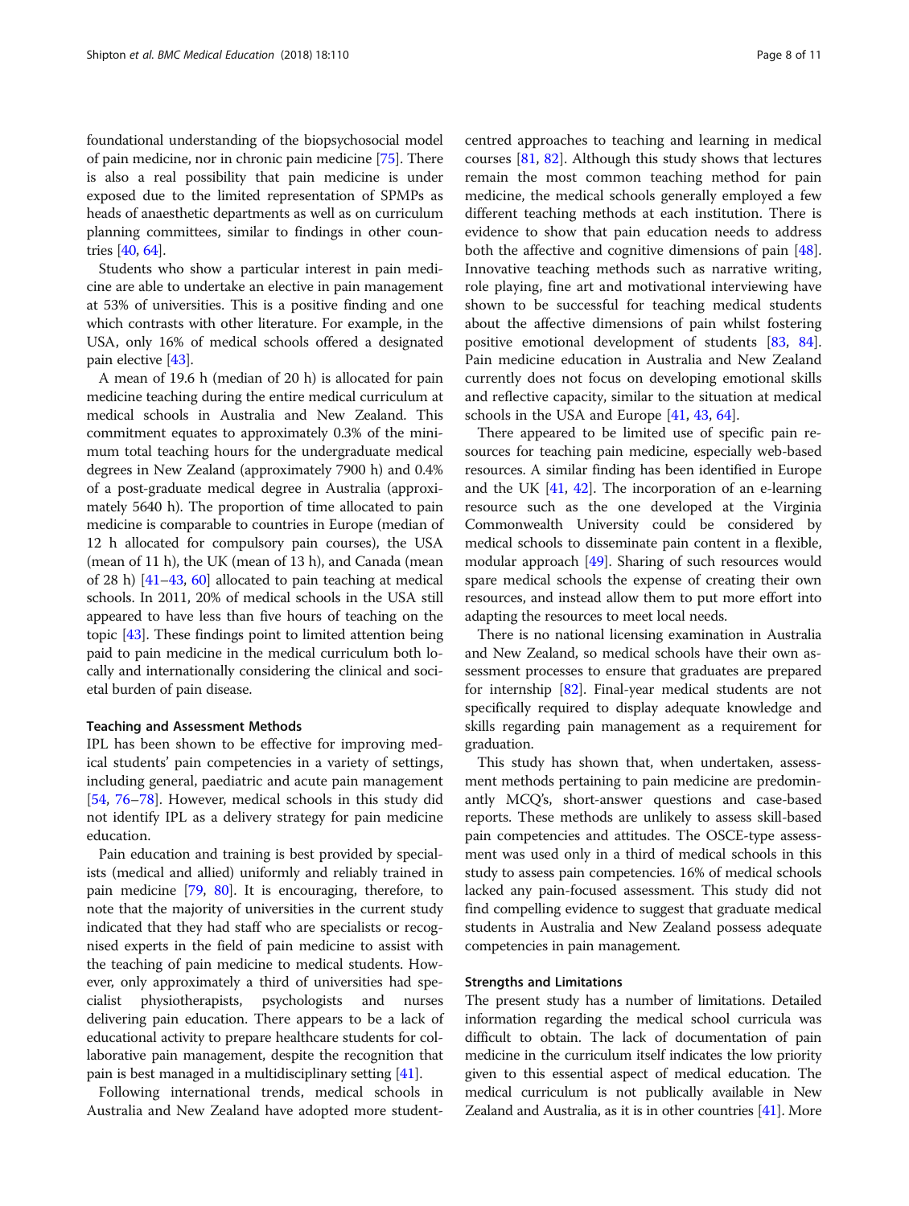foundational understanding of the biopsychosocial model of pain medicine, nor in chronic pain medicine [75]. There is also a real possibility that pain medicine is under exposed due to the limited representation of SPMPs as heads of anaesthetic departments as well as on curriculum planning committees, similar to findings in other countries [40, 64].

Students who show a particular interest in pain medicine are able to undertake an elective in pain management at 53% of universities. This is a positive finding and one which contrasts with other literature. For example, in the USA, only 16% of medical schools offered a designated pain elective [43].

A mean of 19.6 h (median of 20 h) is allocated for pain medicine teaching during the entire medical curriculum at medical schools in Australia and New Zealand. This commitment equates to approximately 0.3% of the minimum total teaching hours for the undergraduate medical degrees in New Zealand (approximately 7900 h) and 0.4% of a post-graduate medical degree in Australia (approximately 5640 h). The proportion of time allocated to pain medicine is comparable to countries in Europe (median of 12 h allocated for compulsory pain courses), the USA (mean of 11 h), the UK (mean of 13 h), and Canada (mean of 28 h) [41–43, 60] allocated to pain teaching at medical schools. In 2011, 20% of medical schools in the USA still appeared to have less than five hours of teaching on the topic [43]. These findings point to limited attention being paid to pain medicine in the medical curriculum both locally and internationally considering the clinical and societal burden of pain disease.

### Teaching and Assessment Methods

IPL has been shown to be effective for improving medical students' pain competencies in a variety of settings, including general, paediatric and acute pain management [54, 76–78]. However, medical schools in this study did not identify IPL as a delivery strategy for pain medicine education.

Pain education and training is best provided by specialists (medical and allied) uniformly and reliably trained in pain medicine [79, 80]. It is encouraging, therefore, to note that the majority of universities in the current study indicated that they had staff who are specialists or recognised experts in the field of pain medicine to assist with the teaching of pain medicine to medical students. However, only approximately a third of universities had specialist physiotherapists, psychologists and nurses delivering pain education. There appears to be a lack of educational activity to prepare healthcare students for collaborative pain management, despite the recognition that pain is best managed in a multidisciplinary setting [41].

Following international trends, medical schools in Australia and New Zealand have adopted more student-centred approaches to teaching and learning in medical courses [81, 82]. Although this study shows that lectures remain the most common teaching method for pain medicine, the medical schools generally employed a few different teaching methods at each institution. There is evidence to show that pain education needs to address both the affective and cognitive dimensions of pain [48]. Innovative teaching methods such as narrative writing, role playing, fine art and motivational interviewing have shown to be successful for teaching medical students about the affective dimensions of pain whilst fostering positive emotional development of students [83, 84]. Pain medicine education in Australia and New Zealand currently does not focus on developing emotional skills and reflective capacity, similar to the situation at medical schools in the USA and Europe [41, 43, 64].

There appeared to be limited use of specific pain resources for teaching pain medicine, especially web-based resources. A similar finding has been identified in Europe and the UK [41, 42]. The incorporation of an e-learning resource such as the one developed at the Virginia Commonwealth University could be considered by medical schools to disseminate pain content in a flexible, modular approach [49]. Sharing of such resources would spare medical schools the expense of creating their own resources, and instead allow them to put more effort into adapting the resources to meet local needs.

There is no national licensing examination in Australia and New Zealand, so medical schools have their own assessment processes to ensure that graduates are prepared for internship [82]. Final-year medical students are not specifically required to display adequate knowledge and skills regarding pain management as a requirement for graduation.

This study has shown that, when undertaken, assessment methods pertaining to pain medicine are predominantly MCQ's, short-answer questions and case-based reports. These methods are unlikely to assess skill-based pain competencies and attitudes. The OSCE-type assessment was used only in a third of medical schools in this study to assess pain competencies. 16% of medical schools lacked any pain-focused assessment. This study did not find compelling evidence to suggest that graduate medical students in Australia and New Zealand possess adequate competencies in pain management.

### Strengths and Limitations

The present study has a number of limitations. Detailed information regarding the medical school curricula was difficult to obtain. The lack of documentation of pain medicine in the curriculum itself indicates the low priority given to this essential aspect of medical education. The medical curriculum is not publically available in New Zealand and Australia, as it is in other countries [41]. More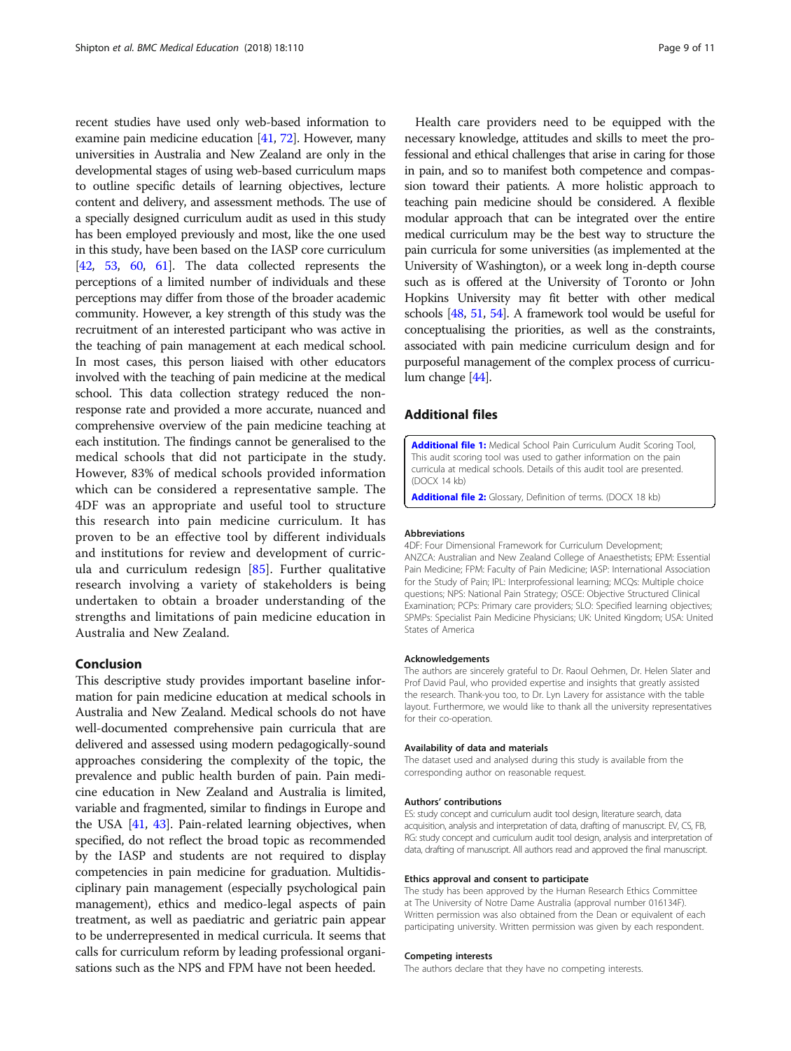recent studies have used only web-based information to examine pain medicine education [41, 72]. However, many universities in Australia and New Zealand are only in the developmental stages of using web-based curriculum maps to outline specific details of learning objectives, lecture content and delivery, and assessment methods. The use of a specially designed curriculum audit as used in this study has been employed previously and most, like the one used in this study, have been based on the IASP core curriculum [42, 53, 60, 61]. The data collected represents the perceptions of a limited number of individuals and these perceptions may differ from those of the broader academic community. However, a key strength of this study was the recruitment of an interested participant who was active in the teaching of pain management at each medical school. In most cases, this person liaised with other educators involved with the teaching of pain medicine at the medical school. This data collection strategy reduced the non-response rate and provided a more accurate, nuanced and comprehensive overview of the pain medicine teaching at each institution. The findings cannot be generalised to the medical schools that did not participate in the study. However, 83% of medical schools provided information which can be considered a representative sample. The 4DF was an appropriate and useful tool to structure this research into pain medicine curriculum. It has proven to be an effective tool by different individuals and institutions for review and development of curricula and curriculum redesign [85]. Further qualitative research involving a variety of stakeholders is being undertaken to obtain a broader understanding of the strengths and limitations of pain medicine education in Australia and New Zealand.

## Conclusion

This descriptive study provides important baseline information for pain medicine education at medical schools in Australia and New Zealand. Medical schools do not have well-documented comprehensive pain curricula that are delivered and assessed using modern pedagogically-sound approaches considering the complexity of the topic, the prevalence and public health burden of pain. Pain medicine education in New Zealand and Australia is limited, variable and fragmented, similar to findings in Europe and the USA [41, 43]. Pain-related learning objectives, when specified, do not reflect the broad topic as recommended by the IASP and students are not required to display competencies in pain medicine for graduation. Multidisciplinary pain management (especially psychological pain management), ethics and medico-legal aspects of pain treatment, as well as paediatric and geriatric pain appear to be underrepresented in medical curricula. It seems that calls for curriculum reform by leading professional organisations such as the NPS and FPM have not been heeded.

Health care providers need to be equipped with the necessary knowledge, attitudes and skills to meet the professional and ethical challenges that arise in caring for those in pain, and so to manifest both competence and compassion toward their patients. A more holistic approach to teaching pain medicine should be considered. A flexible modular approach that can be integrated over the entire medical curriculum may be the best way to structure the pain curricula for some universities (as implemented at the University of Washington), or a week long in-depth course such as is offered at the University of Toronto or John Hopkins University may fit better with other medical schools [48, 51, 54]. A framework tool would be useful for conceptualising the priorities, as well as the constraints, associated with pain medicine curriculum design and for purposeful management of the complex process of curriculum change [44].

## Additional files

**Additional file 1:** Medical School Pain Curriculum Audit Scoring Tool, This audit scoring tool was used to gather information on the pain curricula at medical schools. Details of this audit tool are presented. (DOCX 14 kb)

**Additional file 2:** Glossary, Definition of terms. (DOCX 18 kb)

#### Abbreviations

4DF: Four Dimensional Framework for Curriculum Development; ANZCA: Australian and New Zealand College of Anaesthetists; EPM: Essential Pain Medicine; FPM: Faculty of Pain Medicine; IASP: International Association for the Study of Pain; IPL: Interprofessional learning; MCQs: Multiple choice questions; NPS: National Pain Strategy; OSCE: Objective Structured Clinical Examination; PCPs: Primary care providers; SLO: Specified learning objectives; SPMPs: Specialist Pain Medicine Physicians; UK: United Kingdom; USA: United States of America

#### Acknowledgements

The authors are sincerely grateful to Dr. Raoul Oehmen, Dr. Helen Slater and Prof David Paul, who provided expertise and insights that greatly assisted the research. Thank-you too, to Dr. Lyn Lavery for assistance with the table layout. Furthermore, we would like to thank all the university representatives for their co-operation.

#### Availability of data and materials

The dataset used and analysed during this study is available from the corresponding author on reasonable request.

#### Authors' contributions

ES: study concept and curriculum audit tool design, literature search, data acquisition, analysis and interpretation of data, drafting of manuscript. EV, CS, FB, RG: study concept and curriculum audit tool design, analysis and interpretation of data, drafting of manuscript. All authors read and approved the final manuscript.

#### Ethics approval and consent to participate

The study has been approved by the Human Research Ethics Committee at The University of Notre Dame Australia (approval number 016134F). Written permission was also obtained from the Dean or equivalent of each participating university. Written permission was given by each respondent.

#### Competing interests

The authors declare that they have no competing interests.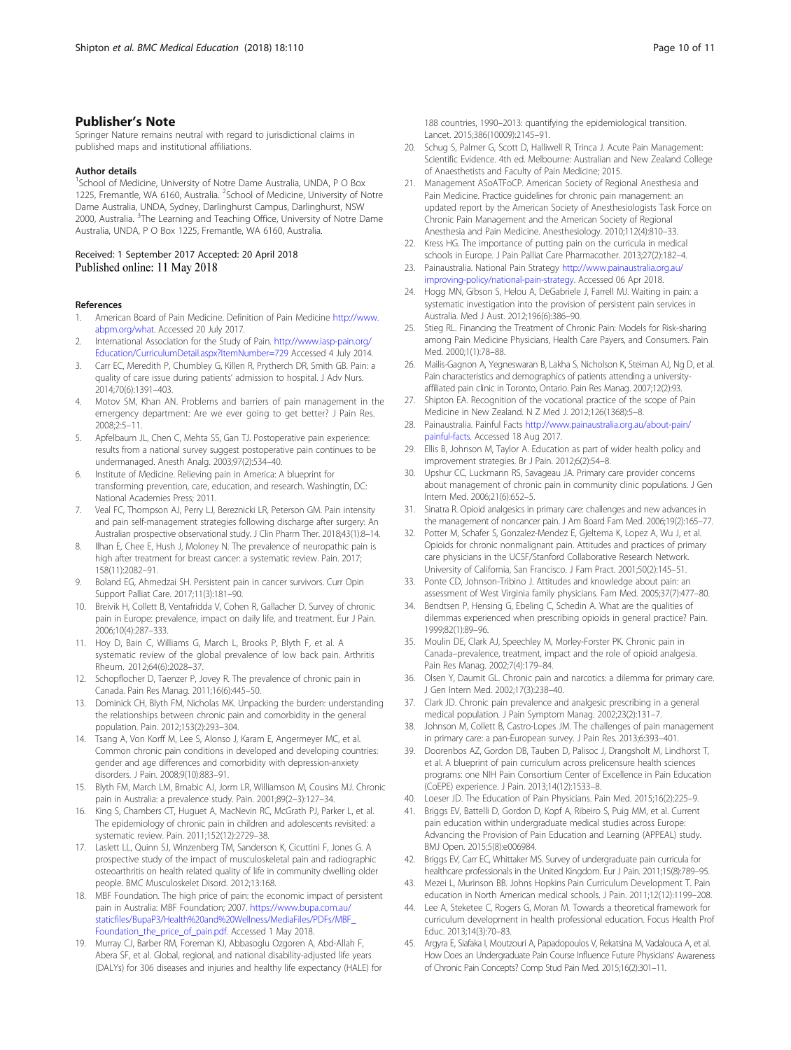## Publisher's Note

Springer Nature remains neutral with regard to jurisdictional claims in published maps and institutional affiliations.

### Author details

[1]School of Medicine, University of Notre Dame Australia, UNDA, P O Box 1225, Fremantle, WA 6160, Australia. [2]School of Medicine, University of Notre Dame Australia, UNDA, Sydney, Darlinghurst Campus, Darlinghurst, NSW 2000, Australia. [3]The Learning and Teaching Office, University of Notre Dame Australia, UNDA, P O Box 1225, Fremantle, WA 6160, Australia.

Received: 1 September 2017 Accepted: 20 April 2018
Published online: 11 May 2018

### References

1. American Board of Pain Medicine. Definition of Pain Medicine http://www.abpm.org/what. Accessed 20 July 2017.
2. International Association for the Study of Pain. http://www.iasp-pain.org/Education/CurriculumDetail.aspx?ItemNumber=729 Accessed 4 July 2014.
3. Carr EC, Meredith P, Chumbley G, Killen R, Prytherch DR, Smith GB. Pain: a quality of care issue during patients' admission to hospital. J Adv Nurs. 2014;70(6):1391–403.
4. Motov SM, Khan AN. Problems and barriers of pain management in the emergency department: Are we ever going to get better? J Pain Res. 2008;2:5–11.
5. Apfelbaum JL, Chen C, Mehta SS, Gan TJ. Postoperative pain experience: results from a national survey suggest postoperative pain continues to be undermanaged. Anesth Analg. 2003;97(2):534–40.
6. Institute of Medicine. Relieving pain in America: A blueprint for transforming prevention, care, education, and research. Washingtin, DC: National Academies Press; 2011.
7. Veal FC, Thompson AJ, Perry LJ, Bereznicki LR, Peterson GM. Pain intensity and pain self-management strategies following discharge after surgery: An Australian prospective observational study. J Clin Pharm Ther. 2018;43(1):8–14.
8. Ilhan E, Chee E, Hush J, Moloney N. The prevalence of neuropathic pain is high after treatment for breast cancer: a systematic review. Pain. 2017; 158(11):2082–91.
9. Boland EG, Ahmedzai SH. Persistent pain in cancer survivors. Curr Opin Support Palliat Care. 2017;11(3):181–90.
10. Breivik H, Collett B, Ventafridda V, Cohen R, Gallacher D. Survey of chronic pain in Europe: prevalence, impact on daily life, and treatment. Eur J Pain. 2006;10(4):287–333.
11. Hoy D, Bain C, Williams G, March L, Brooks P, Blyth F, et al. A systematic review of the global prevalence of low back pain. Arthritis Rheum. 2012;64(6):2028–37.
12. Schopflocher D, Taenzer P, Jovey R. The prevalence of chronic pain in Canada. Pain Res Manag. 2011;16(6):445–50.
13. Dominick CH, Blyth FM, Nicholas MK. Unpacking the burden: understanding the relationships between chronic pain and comorbidity in the general population. Pain. 2012;153(2):293–304.
14. Tsang A, Von Korff M, Lee S, Alonso J, Karam E, Angermeyer MC, et al. Common chronic pain conditions in developed and developing countries: gender and age differences and comorbidity with depression-anxiety disorders. J Pain. 2008;9(10):883–91.
15. Blyth FM, March LM, Brnabic AJ, Jorm LR, Williamson M, Cousins MJ. Chronic pain in Australia: a prevalence study. Pain. 2001;89(2–3):127–34.
16. King S, Chambers CT, Huguet A, MacNevin RC, McGrath PJ, Parker L, et al. The epidemiology of chronic pain in children and adolescents revisited: a systematic review. Pain. 2011;152(12):2729–38.
17. Laslett LL, Quinn SJ, Winzenberg TM, Sanderson K, Cicuttini F, Jones G. A prospective study of the impact of musculoskeletal pain and radiographic osteoarthritis on health related quality of life in community dwelling older people. BMC Musculoskelet Disord. 2012;13:168.
18. MBF Foundation. The high price of pain: the economic impact of persistent pain in Australia: MBF Foundation; 2007. https://www.bupa.com.au/staticfiles/BupaP3/Health%20and%20Wellness/MediaFiles/PDFs/MBF_Foundation_the_price_of_pain.pdf. Accessed 1 May 2018.
19. Murray CJ, Barber RM, Foreman KJ, Abbasoglu Ozgoren A, Abd-Allah F, Abera SF, et al. Global, regional, and national disability-adjusted life years (DALYs) for 306 diseases and injuries and healthy life expectancy (HALE) for 188 countries, 1990–2013: quantifying the epidemiological transition. Lancet. 2015;386(10009):2145–91.
20. Schug S, Palmer G, Scott D, Halliwell R, Trinca J. Acute Pain Management: Scientific Evidence. 4th ed. Melbourne: Australian and New Zealand College of Anaesthetists and Faculty of Pain Medicine; 2015.
21. Management ASoATFoCP. American Society of Regional Anesthesia and Pain Medicine. Practice guidelines for chronic pain management: an updated report by the American Society of Anesthesiologists Task Force on Chronic Pain Management and the American Society of Regional Anesthesia and Pain Medicine. Anesthesiology. 2010;112(4):810–33.
22. Kress HG. The importance of putting pain on the curricula in medical schools in Europe. J Pain Palliat Care Pharmacother. 2013;27(2):182–4.
23. Painaustralia. National Pain Strategy http://www.painaustralia.org.au/improving-policy/national-pain-strategy. Accessed 06 Apr 2018.
24. Hogg MN, Gibson S, Helou A, DeGabriele J, Farrell MJ. Waiting in pain: a systematic investigation into the provision of persistent pain services in Australia. Med J Aust. 2012;196(6):386–90.
25. Stieg RL. Financing the Treatment of Chronic Pain: Models for Risk-sharing among Pain Medicine Physicians, Health Care Payers, and Consumers. Pain Med. 2000;1(1):78–88.
26. Mailis-Gagnon A, Yegneswaran B, Lakha S, Nicholson K, Steiman AJ, Ng D, et al. Pain characteristics and demographics of patients attending a university-affiliated pain clinic in Toronto, Ontario. Pain Res Manag. 2007;12(2):93.
27. Shipton EA. Recognition of the vocational practice of the scope of Pain Medicine in New Zealand. N Z Med J. 2012;126(1368):5–8.
28. Painaustralia. Painful Facts http://www.painaustralia.org.au/about-pain/painful-facts. Accessed 18 Aug 2017.
29. Ellis B, Johnson M, Taylor A. Education as part of wider health policy and improvement strategies. Br J Pain. 2012;6(2):54–8.
30. Upshur CC, Luckmann RS, Savageau JA. Primary care provider concerns about management of chronic pain in community clinic populations. J Gen Intern Med. 2006;21(6):652–5.
31. Sinatra R. Opioid analgesics in primary care: challenges and new advances in the management of noncancer pain. J Am Board Fam Med. 2006;19(2):165–77.
32. Potter M, Schafer S, Gonzalez-Mendez E, Gjeltema K, Lopez A, Wu J, et al. Opioids for chronic nonmalignant pain. Attitudes and practices of primary care physicians in the UCSF/Stanford Collaborative Research Network. University of California, San Francisco. J Fam Pract. 2001;50(2):145–51.
33. Ponte CD, Johnson-Tribino J. Attitudes and knowledge about pain: an assessment of West Virginia family physicians. Fam Med. 2005;37(7):477–80.
34. Bendtsen P, Hensing G, Ebeling C, Schedin A. What are the qualities of dilemmas experienced when prescribing opioids in general practice? Pain. 1999;82(1):89–96.
35. Moulin DE, Clark AJ, Speechley M, Morley-Forster PK. Chronic pain in Canada–prevalence, treatment, impact and the role of opioid analgesia. Pain Res Manag. 2002;7(4):179–84.
36. Olsen Y, Daumit GL. Chronic pain and narcotics: a dilemma for primary care. J Gen Intern Med. 2002;17(3):238–40.
37. Clark JD. Chronic pain prevalence and analgesic prescribing in a general medical population. J Pain Symptom Manag. 2002;23(2):131–7.
38. Johnson M, Collett B, Castro-Lopes JM. The challenges of pain management in primary care: a pan-European survey. J Pain Res. 2013;6:393–401.
39. Doorenbos AZ, Gordon DB, Tauben D, Palisoc J, Drangsholt M, Lindhorst T, et al. A blueprint of pain curriculum across prelicensure health sciences programs: one NIH Pain Consortium Center of Excellence in Pain Education (CoEPE) experience. J Pain. 2013;14(12):1533–8.
40. Loeser JD. The Education of Pain Physicians. Pain Med. 2015;16(2):225–9.
41. Briggs EV, Battelli D, Gordon D, Kopf A, Ribeiro S, Puig MM, et al. Current pain education within undergraduate medical studies across Europe: Advancing the Provision of Pain Education and Learning (APPEAL) study. BMJ Open. 2015;5(8):e006984.
42. Briggs EV, Carr EC, Whittaker MS. Survey of undergraduate pain curricula for healthcare professionals in the United Kingdom. Eur J Pain. 2011;15(8):789–95.
43. Mezei L, Murinson BB. Johns Hopkins Pain Curriculum Development T. Pain education in North American medical schools. J Pain. 2011;12(12):1199–208.
44. Lee A, Steketee C, Rogers G, Moran M. Towards a theoretical framework for curriculum development in health professional education. Focus Health Prof Educ. 2013;14(3):70–83.
45. Argyra E, Siafaka I, Moutzouri A, Papadopoulos V, Rekatsina M, Vadalouca A, et al. How Does an Undergraduate Pain Course Influence Future Physicians' Awareness of Chronic Pain Concepts? Comp Stud Pain Med. 2015;16(2):301–11.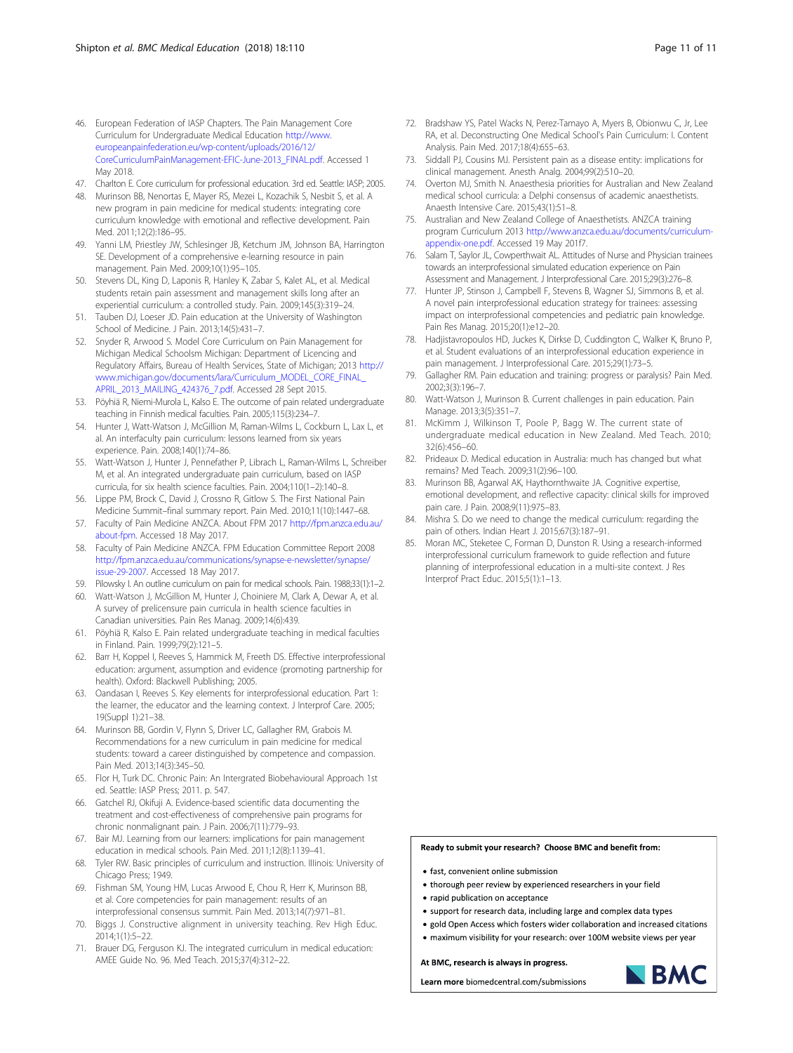46. European Federation of IASP Chapters. The Pain Management Core Curriculum for Undergraduate Medical Education http://www.europeanpainfederation.eu/wp-content/uploads/2016/12/CoreCurriculumPainManagement-EFIC-June-2013_FINAL.pdf. Accessed 1 May 2018.
47. Charlton E. Core curriculum for professional education. 3rd ed. Seattle: IASP; 2005.
48. Murinson BB, Nenortas E, Mayer RS, Mezei L, Kozachik S, Nesbit S, et al. A new program in pain medicine for medical students: integrating core curriculum knowledge with emotional and reflective development. Pain Med. 2011;12(2):186–95.
49. Yanni LM, Priestley JW, Schlesinger JB, Ketchum JM, Johnson BA, Harrington SE. Development of a comprehensive e-learning resource in pain management. Pain Med. 2009;10(1):95–105.
50. Stevens DL, King D, Laponis R, Hanley K, Zabar S, Kalet AL, et al. Medical students retain pain assessment and management skills long after an experiential curriculum: a controlled study. Pain. 2009;145(3):319–24.
51. Tauben DJ, Loeser JD. Pain education at the University of Washington School of Medicine. J Pain. 2013;14(5):431–7.
52. Snyder R, Arwood S. Model Core Curriculum on Pain Management for Michigan Medical Schoolsm Michigan: Department of Licencing and Regulatory Affairs, Bureau of Health Services, State of Michigan; 2013 http://www.michigan.gov/documents/lara/Curriculum_MODEL_CORE_FINAL_APRIL_2013_MAILING_424376_7.pdf. Accessed 28 Sept 2015.
53. Pöyhiä R, Niemi-Murola L, Kalso E. The outcome of pain related undergraduate teaching in Finnish medical faculties. Pain. 2005;115(3):234–7.
54. Hunter J, Watt-Watson J, McGillion M, Raman-Wilms L, Cockburn L, Lax L, et al. An interfaculty pain curriculum: lessons learned from six years experience. Pain. 2008;140(1):74–86.
55. Watt-Watson J, Hunter J, Pennefather P, Librach L, Raman-Wilms L, Schreiber M, et al. An integrated undergraduate pain curriculum, based on IASP curricula, for six health science faculties. Pain. 2004;110(1–2):140–8.
56. Lippe PM, Brock C, David J, Crossno R, Gitlow S. The First National Pain Medicine Summit–final summary report. Pain Med. 2010;11(10):1447–68.
57. Faculty of Pain Medicine ANZCA. About FPM 2017 http://fpm.anzca.edu.au/about-fpm. Accessed 18 May 2017.
58. Faculty of Pain Medicine ANZCA. FPM Education Committee Report 2008 http://fpm.anzca.edu.au/communications/synapse-e-newsletter/synapse/issue-29-2007. Accessed 18 May 2017.
59. Pilowsky I. An outline curriculum on pain for medical schools. Pain. 1988;33(1):1–2.
60. Watt-Watson J, McGillion M, Hunter J, Choiniere M, Clark A, Dewar A, et al. A survey of prelicensure pain curricula in health science faculties in Canadian universities. Pain Res Manag. 2009;14(6):439.
61. Pöyhiä R, Kalso E. Pain related undergraduate teaching in medical faculties in Finland. Pain. 1999;79(2):121–5.
62. Barr H, Koppel I, Reeves S, Hammick M, Freeth DS. Effective interprofessional education: argument, assumption and evidence (promoting partnership for health). Oxford: Blackwell Publishing; 2005.
63. Oandasan I, Reeves S. Key elements for interprofessional education. Part 1: the learner, the educator and the learning context. J Interprof Care. 2005; 19(Suppl 1):21–38.
64. Murinson BB, Gordin V, Flynn S, Driver LC, Gallagher RM, Grabois M. Recommendations for a new curriculum in pain medicine for medical students: toward a career distinguished by competence and compassion. Pain Med. 2013;14(3):345–50.
65. Flor H, Turk DC. Chronic Pain: An Intergrated Biobehavioural Approach 1st ed. Seattle: IASP Press; 2011. p. 547.
66. Gatchel RJ, Okifuji A. Evidence-based scientific data documenting the treatment and cost-effectiveness of comprehensive pain programs for chronic nonmalignant pain. J Pain. 2006;7(11):779–93.
67. Bair MJ. Learning from our learners: implications for pain management education in medical schools. Pain Med. 2011;12(8):1139–41.
68. Tyler RW. Basic principles of curriculum and instruction. Illinois: University of Chicago Press; 1949.
69. Fishman SM, Young HM, Lucas Arwood E, Chou R, Herr K, Murinson BB, et al. Core competencies for pain management: results of an interprofessional consensus summit. Pain Med. 2013;14(7):971–81.
70. Biggs J. Constructive alignment in university teaching. Rev High Educ. 2014;1(1):5–22.
71. Brauer DG, Ferguson KJ. The integrated curriculum in medical education: AMEE Guide No. 96. Med Teach. 2015;37(4):312–22.
72. Bradshaw YS, Patel Wacks N, Perez-Tamayo A, Myers B, Obionwu C, Jr, Lee RA, et al. Deconstructing One Medical School's Pain Curriculum: I. Content Analysis. Pain Med. 2017;18(4):655–63.
73. Siddall PJ, Cousins MJ. Persistent pain as a disease entity: implications for clinical management. Anesth Analg. 2004;99(2):510–20.
74. Overton MJ, Smith N. Anaesthesia priorities for Australian and New Zealand medical school curricula: a Delphi consensus of academic anaesthetists. Anaesth Intensive Care. 2015;43(1):51–8.
75. Australian and New Zealand College of Anaesthetists. ANZCA training program Curriculum 2013 http://www.anzca.edu.au/documents/curriculum-appendix-one.pdf. Accessed 19 May 201f7.
76. Salam T, Saylor JL, Cowperthwait AL. Attitudes of Nurse and Physician trainees towards an interprofessional simulated education experience on Pain Assessment and Management. J Interprofessional Care. 2015;29(3):276–8.
77. Hunter JP, Stinson J, Campbell F, Stevens B, Wagner SJ, Simmons B, et al. A novel pain interprofessional education strategy for trainees: assessing impact on interprofessional competencies and pediatric pain knowledge. Pain Res Manag. 2015;20(1):e12–20.
78. Hadjistavropoulos HD, Juckes K, Dirkse D, Cuddington C, Walker K, Bruno P, et al. Student evaluations of an interprofessional education experience in pain management. J Interprofessional Care. 2015;29(1):73–5.
79. Gallagher RM. Pain education and training: progress or paralysis? Pain Med. 2002;3(3):196–7.
80. Watt-Watson J, Murinson B. Current challenges in pain education. Pain Manage. 2013;3(5):351–7.
81. McKimm J, Wilkinson T, Poole P, Bagg W. The current state of undergraduate medical education in New Zealand. Med Teach. 2010; 32(6):456–60.
82. Prideaux D. Medical education in Australia: much has changed but what remains? Med Teach. 2009;31(2):96–100.
83. Murinson BB, Agarwal AK, Haythornthwaite JA. Cognitive expertise, emotional development, and reflective capacity: clinical skills for improved pain care. J Pain. 2008;9(11):975–83.
84. Mishra S. Do we need to change the medical curriculum: regarding the pain of others. Indian Heart J. 2015;67(3):187–91.
85. Moran MC, Steketee C, Forman D, Dunston R. Using a research-informed interprofessional curriculum framework to guide reflection and future planning of interprofessional education in a multi-site context. J Res Interprof Pract Educ. 2015;5(1):1–13.

**Ready to submit your research? Choose BMC and benefit from:**

- fast, convenient online submission
- thorough peer review by experienced researchers in your field
- rapid publication on acceptance
- support for research data, including large and complex data types
- gold Open Access which fosters wider collaboration and increased citations
- maximum visibility for your research: over 100M website views per year

**At BMC, research is always in progress.**

**Learn more** biomedcentral.com/submissions

BMC